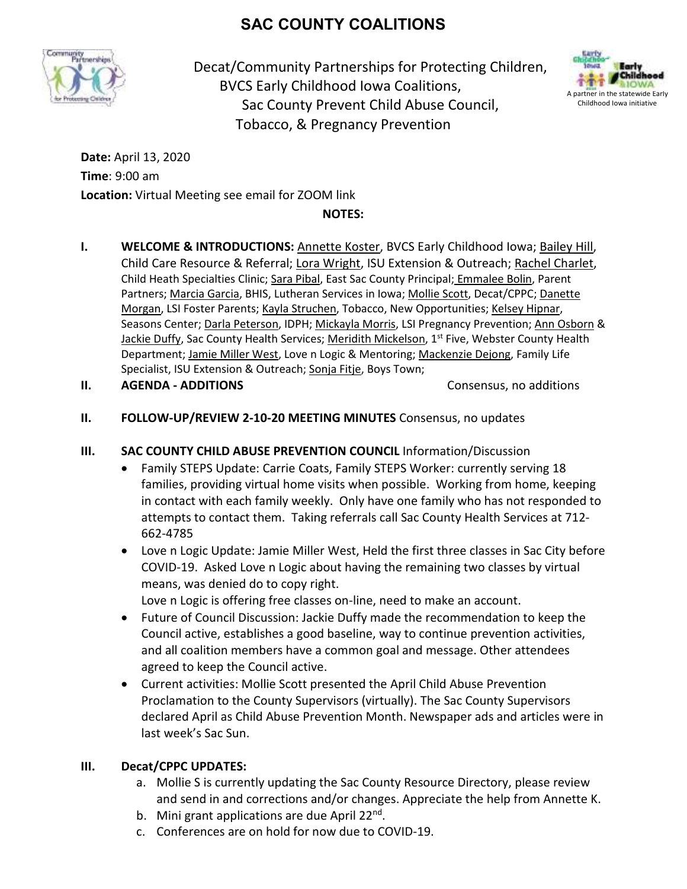# SAC COUNTY COALITIONS

Decat/Community Partnerships for Protecting Children,
BVCS Early Childhood Iowa Coalitions,
Sac County Prevent Child Abuse Council,
Tobacco, & Pregnancy Prevention

A partner in the statewide Early Childhood Iowa initiative

**Date:** April 13, 2020
**Time**: 9:00 am
**Location:** Virtual Meeting see email for ZOOM link

**NOTES:**

**I. WELCOME & INTRODUCTIONS:** Annette Koster, BVCS Early Childhood Iowa; Bailey Hill, Child Care Resource & Referral; Lora Wright, ISU Extension & Outreach; Rachel Charlet, Child Heath Specialties Clinic; Sara Pibal, East Sac County Principal; Emmalee Bolin, Parent Partners; Marcia Garcia, BHIS, Lutheran Services in Iowa; Mollie Scott, Decat/CPPC; Danette Morgan, LSI Foster Parents; Kayla Struchen, Tobacco, New Opportunities; Kelsey Hipnar, Seasons Center; Darla Peterson, IDPH; Mickayla Morris, LSI Pregnancy Prevention; Ann Osborn & Jackie Duffy, Sac County Health Services; Meridith Mickelson, 1st Five, Webster County Health Department; Jamie Miller West, Love n Logic & Mentoring; Mackenzie Dejong, Family Life Specialist, ISU Extension & Outreach; Sonja Fitje, Boys Town;

**II. AGENDA - ADDITIONS** Consensus, no additions

**II. FOLLOW-UP/REVIEW 2-10-20 MEETING MINUTES** Consensus, no updates

**III. SAC COUNTY CHILD ABUSE PREVENTION COUNCIL** Information/Discussion

- Family STEPS Update: Carrie Coats, Family STEPS Worker: currently serving 18 families, providing virtual home visits when possible. Working from home, keeping in contact with each family weekly. Only have one family who has not responded to attempts to contact them. Taking referrals call Sac County Health Services at 712-662-4785
- Love n Logic Update: Jamie Miller West, Held the first three classes in Sac City before COVID-19. Asked Love n Logic about having the remaining two classes by virtual means, was denied do to copy right.
  Love n Logic is offering free classes on-line, need to make an account.
- Future of Council Discussion: Jackie Duffy made the recommendation to keep the Council active, establishes a good baseline, way to continue prevention activities, and all coalition members have a common goal and message. Other attendees agreed to keep the Council active.
- Current activities: Mollie Scott presented the April Child Abuse Prevention Proclamation to the County Supervisors (virtually). The Sac County Supervisors declared April as Child Abuse Prevention Month. Newspaper ads and articles were in last week's Sac Sun.

**III. Decat/CPPC UPDATES:**

a. Mollie S is currently updating the Sac County Resource Directory, please review and send in and corrections and/or changes. Appreciate the help from Annette K.
b. Mini grant applications are due April 22nd.
c. Conferences are on hold for now due to COVID-19.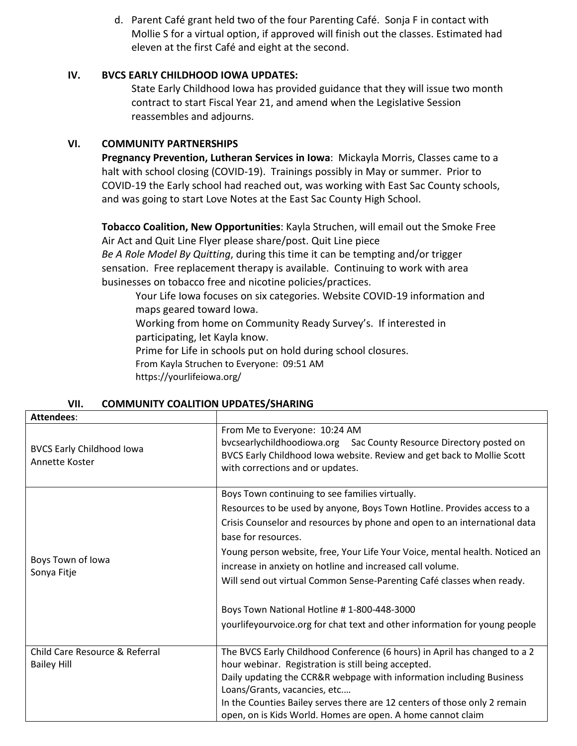d. Parent Café grant held two of the four Parenting Café. Sonja F in contact with Mollie S for a virtual option, if approved will finish out the classes. Estimated had eleven at the first Café and eight at the second.

## IV. BVCS EARLY CHILDHOOD IOWA UPDATES:

State Early Childhood Iowa has provided guidance that they will issue two month contract to start Fiscal Year 21, and amend when the Legislative Session reassembles and adjourns.

## VI. COMMUNITY PARTNERSHIPS

**Pregnancy Prevention, Lutheran Services in Iowa**: Mickayla Morris, Classes came to a halt with school closing (COVID-19). Trainings possibly in May or summer. Prior to COVID-19 the Early school had reached out, was working with East Sac County schools, and was going to start Love Notes at the East Sac County High School.

**Tobacco Coalition, New Opportunities**: Kayla Struchen, will email out the Smoke Free Air Act and Quit Line Flyer please share/post. Quit Line piece *Be A Role Model By Quitting*, during this time it can be tempting and/or trigger sensation. Free replacement therapy is available. Continuing to work with area businesses on tobacco free and nicotine policies/practices.

Your Life Iowa focuses on six categories. Website COVID-19 information and maps geared toward Iowa.
Working from home on Community Ready Survey's. If interested in participating, let Kayla know.
Prime for Life in schools put on hold during school closures.
From Kayla Struchen to Everyone: 09:51 AM
https://yourlifeiowa.org/

## VII. COMMUNITY COALITION UPDATES/SHARING

| **Attendees**: | |
|---|---|
| BVCS Early Childhood Iowa<br>Annette Koster | From Me to Everyone: 10:24 AM<br>bvcsearlychildhoodiowa.org Sac County Resource Directory posted on BVCS Early Childhood Iowa website. Review and get back to Mollie Scott with corrections and or updates. |
| Boys Town of Iowa<br>Sonya Fitje | Boys Town continuing to see families virtually.<br>Resources to be used by anyone, Boys Town Hotline. Provides access to a Crisis Counselor and resources by phone and open to an international data base for resources.<br>Young person website, free, Your Life Your Voice, mental health. Noticed an increase in anxiety on hotline and increased call volume.<br>Will send out virtual Common Sense-Parenting Café classes when ready.<br><br>Boys Town National Hotline # 1-800-448-3000<br>yourlifeyourvoice.org for chat text and other information for young people |
| Child Care Resource & Referral<br>Bailey Hill | The BVCS Early Childhood Conference (6 hours) in April has changed to a 2 hour webinar. Registration is still being accepted.<br>Daily updating the CCR&R webpage with information including Business Loans/Grants, vacancies, etc.…<br>In the Counties Bailey serves there are 12 centers of those only 2 remain open, on is Kids World. Homes are open. A home cannot claim |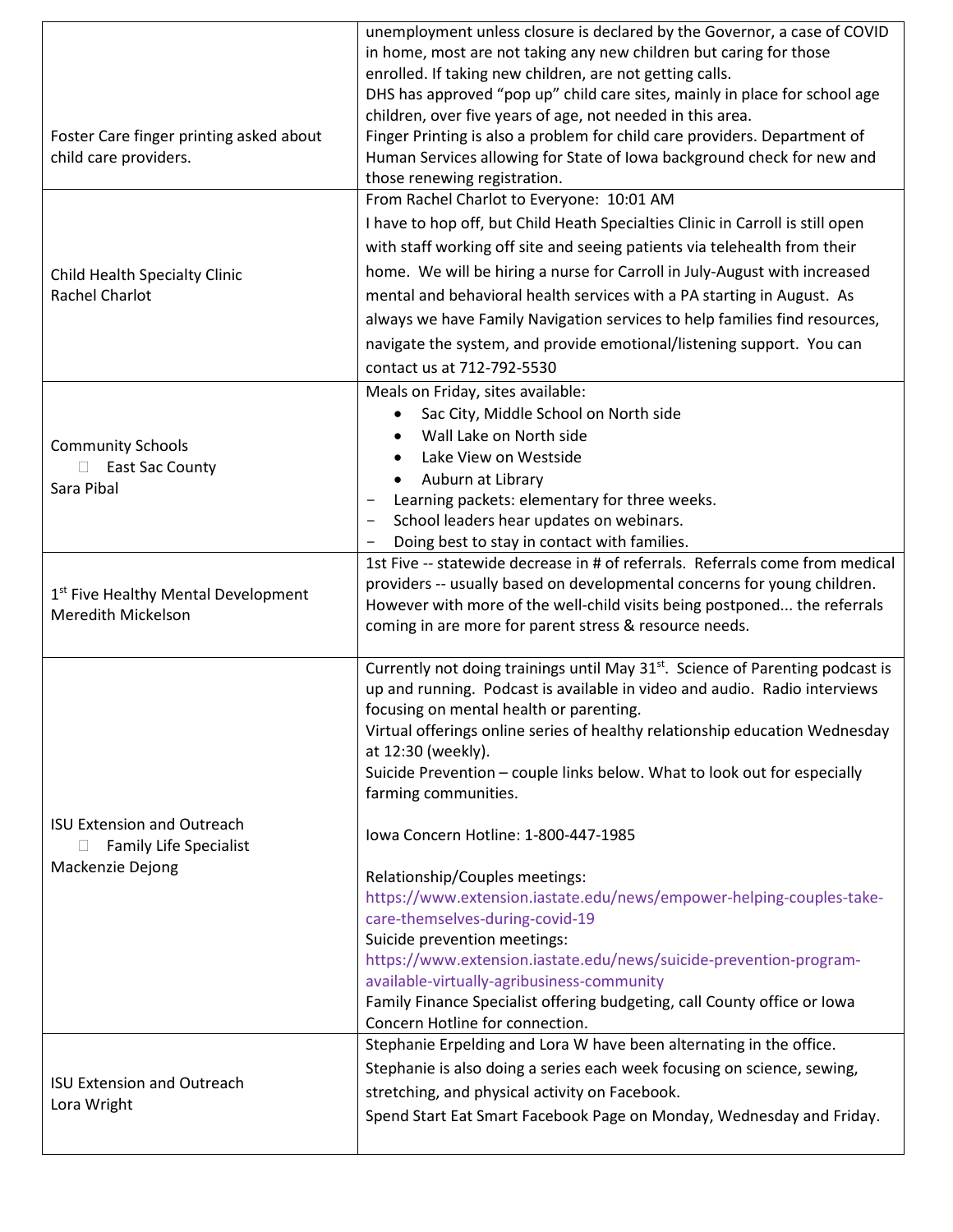| | |
|---|---|
| Foster Care finger printing asked about child care providers. | unemployment unless closure is declared by the Governor, a case of COVID in home, most are not taking any new children but caring for those enrolled. If taking new children, are not getting calls.<br>DHS has approved "pop up" child care sites, mainly in place for school age children, over five years of age, not needed in this area.<br>Finger Printing is also a problem for child care providers. Department of Human Services allowing for State of Iowa background check for new and those renewing registration. |
| Child Health Specialty Clinic<br>Rachel Charlot | From Rachel Charlot to Everyone: 10:01 AM<br>I have to hop off, but Child Heath Specialties Clinic in Carroll is still open with staff working off site and seeing patients via telehealth from their home. We will be hiring a nurse for Carroll in July-August with increased mental and behavioral health services with a PA starting in August. As always we have Family Navigation services to help families find resources, navigate the system, and provide emotional/listening support. You can contact us at 712-792-5530 |
| Community Schools<br>- East Sac County<br>Sara Pibal | Meals on Friday, sites available:<br>• Sac City, Middle School on North side<br>• Wall Lake on North side<br>• Lake View on Westside<br>• Auburn at Library<br>- Learning packets: elementary for three weeks.<br>- School leaders hear updates on webinars.<br>- Doing best to stay in contact with families. |
| 1st Five Healthy Mental Development<br>Meredith Mickelson | 1st Five -- statewide decrease in # of referrals. Referrals come from medical providers -- usually based on developmental concerns for young children. However with more of the well-child visits being postponed... the referrals coming in are more for parent stress & resource needs. |
| ISU Extension and Outreach<br>- Family Life Specialist<br>Mackenzie Dejong | Currently not doing trainings until May 31st. Science of Parenting podcast is up and running. Podcast is available in video and audio. Radio interviews focusing on mental health or parenting.<br>Virtual offerings online series of healthy relationship education Wednesday at 12:30 (weekly).<br>Suicide Prevention – couple links below. What to look out for especially farming communities.<br><br>Iowa Concern Hotline: 1-800-447-1985<br><br>Relationship/Couples meetings:<br>https://www.extension.iastate.edu/news/empower-helping-couples-take-care-themselves-during-covid-19<br>Suicide prevention meetings:<br>https://www.extension.iastate.edu/news/suicide-prevention-program-available-virtually-agribusiness-community<br>Family Finance Specialist offering budgeting, call County office or Iowa Concern Hotline for connection. |
| ISU Extension and Outreach<br>Lora Wright | Stephanie Erpelding and Lora W have been alternating in the office.<br>Stephanie is also doing a series each week focusing on science, sewing, stretching, and physical activity on Facebook.<br>Spend Start Eat Smart Facebook Page on Monday, Wednesday and Friday. |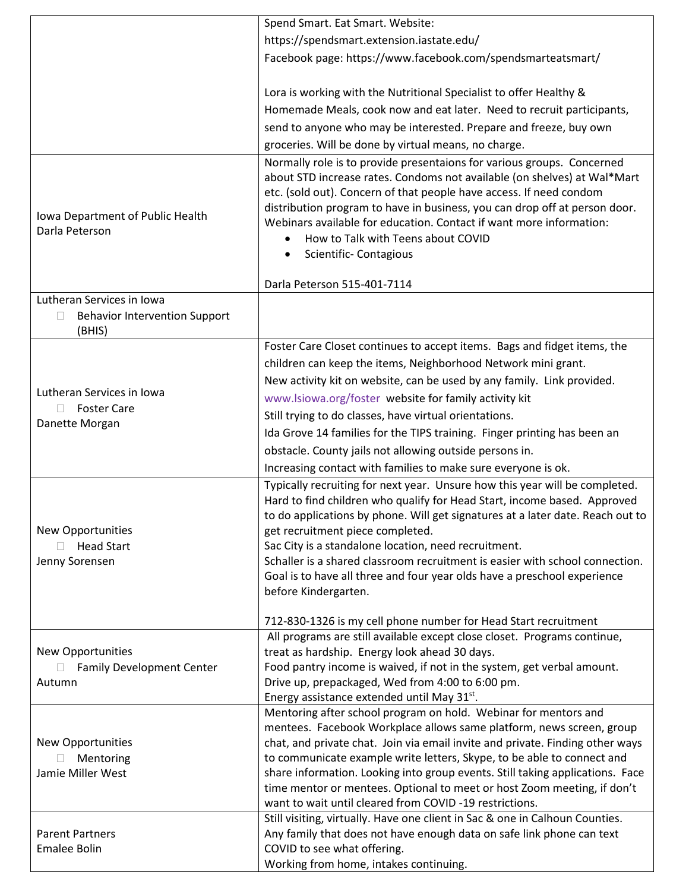| | |
|---|---|
| | Spend Smart. Eat Smart. Website:<br>https://spendsmart.extension.iastate.edu/<br>Facebook page: https://www.facebook.com/spendsmarteatsmart/<br><br>Lora is working with the Nutritional Specialist to offer Healthy & Homemade Meals, cook now and eat later. Need to recruit participants, send to anyone who may be interested. Prepare and freeze, buy own groceries. Will be done by virtual means, no charge. |
| Iowa Department of Public Health<br>Darla Peterson | Normally role is to provide presentaions for various groups. Concerned about STD increase rates. Condoms not available (on shelves) at Wal*Mart etc. (sold out). Concern of that people have access. If need condom distribution program to have in business, you can drop off at person door. Webinars available for education. Contact if want more information:<br>• How to Talk with Teens about COVID<br>• Scientific- Contagious<br><br>Darla Peterson 515-401-7114 |
| Lutheran Services in Iowa<br>• Behavior Intervention Support (BHIS) | |
| Lutheran Services in Iowa<br>• Foster Care<br>Danette Morgan | Foster Care Closet continues to accept items. Bags and fidget items, the children can keep the items, Neighborhood Network mini grant.<br>New activity kit on website, can be used by any family. Link provided.<br>www.lsiowa.org/foster website for family activity kit<br>Still trying to do classes, have virtual orientations.<br>Ida Grove 14 families for the TIPS training. Finger printing has been an obstacle. County jails not allowing outside persons in.<br>Increasing contact with families to make sure everyone is ok. |
| New Opportunities<br>• Head Start<br>Jenny Sorensen | Typically recruiting for next year. Unsure how this year will be completed. Hard to find children who qualify for Head Start, income based. Approved to do applications by phone. Will get signatures at a later date. Reach out to get recruitment piece completed.<br>Sac City is a standalone location, need recruitment.<br>Schaller is a shared classroom recruitment is easier with school connection. Goal is to have all three and four year olds have a preschool experience before Kindergarten.<br><br>712-830-1326 is my cell phone number for Head Start recruitment |
| New Opportunities<br>• Family Development Center<br>Autumn | All programs are still available except close closet. Programs continue, treat as hardship. Energy look ahead 30 days.<br>Food pantry income is waived, if not in the system, get verbal amount.<br>Drive up, prepackaged, Wed from 4:00 to 6:00 pm.<br>Energy assistance extended until May 31st. |
| New Opportunities<br>• Mentoring<br>Jamie Miller West | Mentoring after school program on hold. Webinar for mentors and mentees. Facebook Workplace allows same platform, news screen, group chat, and private chat. Join via email invite and private. Finding other ways to communicate example write letters, Skype, to be able to connect and share information. Looking into group events. Still taking applications. Face time mentor or mentees. Optional to meet or host Zoom meeting, if don't want to wait until cleared from COVID -19 restrictions. |
| Parent Partners<br>Emalee Bolin | Still visiting, virtually. Have one client in Sac & one in Calhoun Counties.<br>Any family that does not have enough data on safe link phone can text COVID to see what offering.<br>Working from home, intakes continuing. |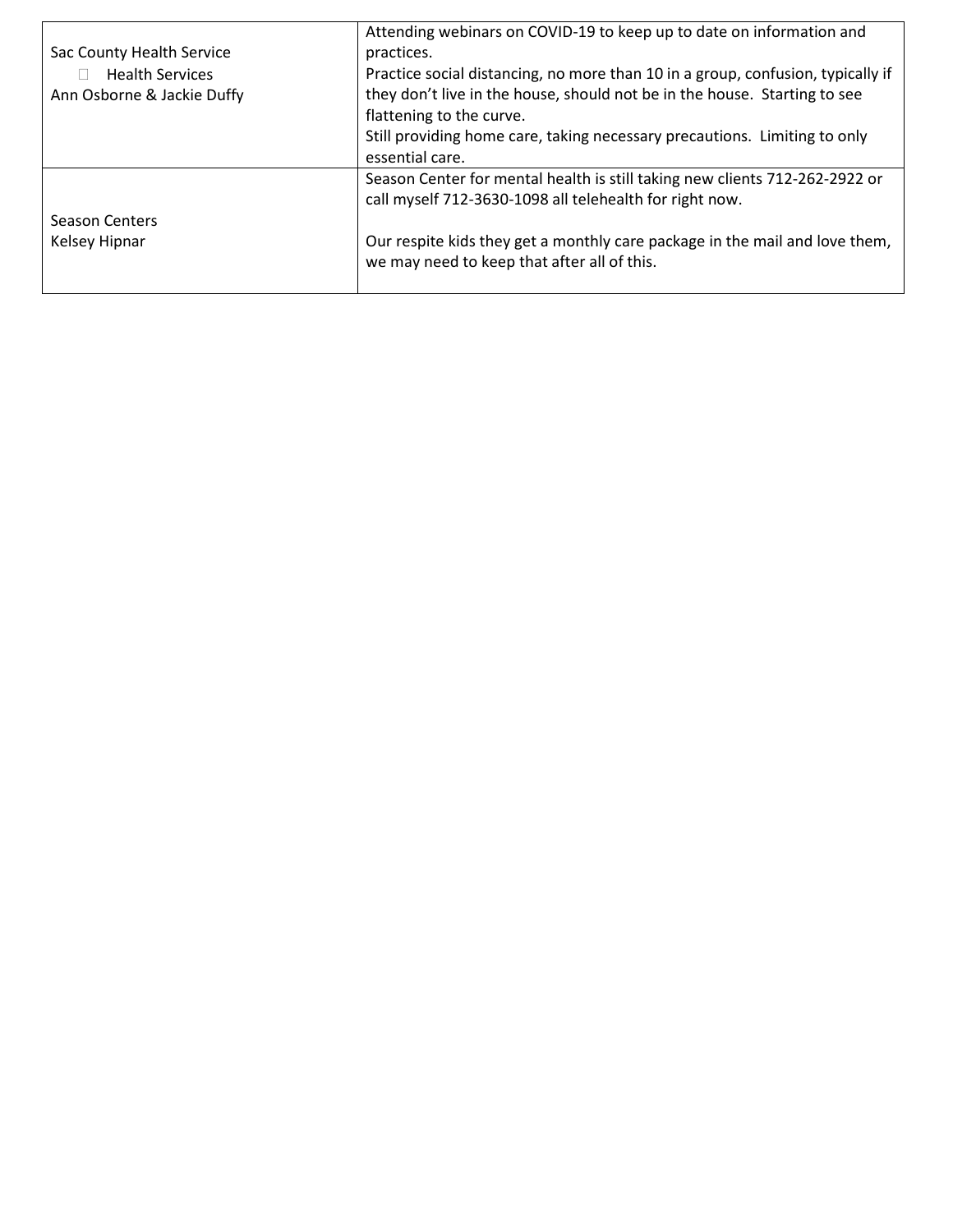| | |
|---|---|
| Sac County Health Service<br>- Health Services<br>Ann Osborne & Jackie Duffy | Attending webinars on COVID-19 to keep up to date on information and practices.<br>Practice social distancing, no more than 10 in a group, confusion, typically if they don't live in the house, should not be in the house. Starting to see flattening to the curve.<br>Still providing home care, taking necessary precautions. Limiting to only essential care. |
| Season Centers<br>Kelsey Hipnar | Season Center for mental health is still taking new clients 712-262-2922 or call myself 712-3630-1098 all telehealth for right now.<br><br>Our respite kids they get a monthly care package in the mail and love them, we may need to keep that after all of this. |